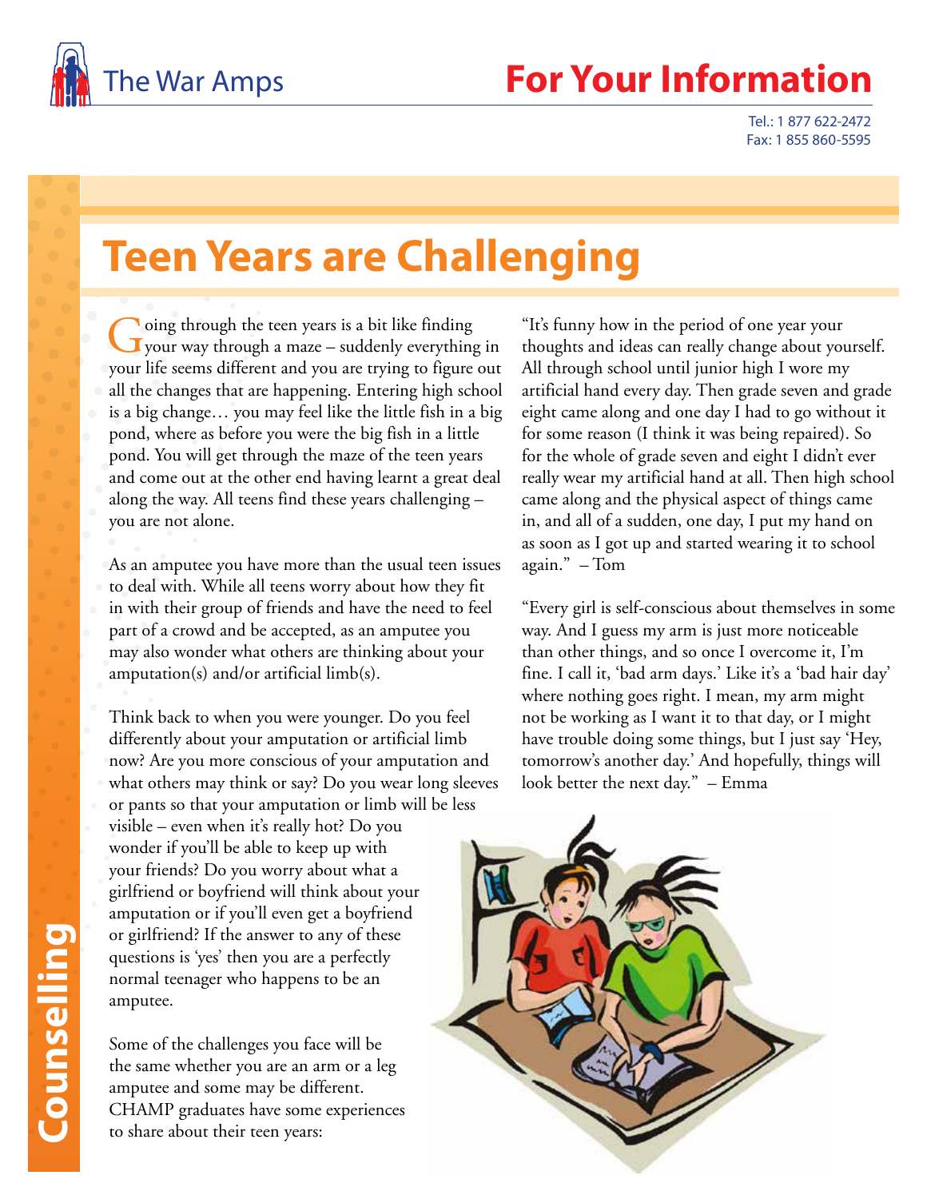The War Amps

# For Your Information

Tel.: 1 877 622-2472
Fax: 1 855 860-5595

# Teen Years are Challenging

Going through the teen years is a bit like finding your way through a maze – suddenly everything in your life seems different and you are trying to figure out all the changes that are happening. Entering high school is a big change… you may feel like the little fish in a big pond, where as before you were the big fish in a little pond. You will get through the maze of the teen years and come out at the other end having learnt a great deal along the way. All teens find these years challenging – you are not alone.

As an amputee you have more than the usual teen issues to deal with. While all teens worry about how they fit in with their group of friends and have the need to feel part of a crowd and be accepted, as an amputee you may also wonder what others are thinking about your amputation(s) and/or artificial limb(s).

Think back to when you were younger. Do you feel differently about your amputation or artificial limb now? Are you more conscious of your amputation and what others may think or say? Do you wear long sleeves or pants so that your amputation or limb will be less visible – even when it's really hot? Do you wonder if you'll be able to keep up with your friends? Do you worry about what a girlfriend or boyfriend will think about your amputation or if you'll even get a boyfriend or girlfriend? If the answer to any of these questions is 'yes' then you are a perfectly normal teenager who happens to be an amputee.

Some of the challenges you face will be the same whether you are an arm or a leg amputee and some may be different. CHAMP graduates have some experiences to share about their teen years:

"It's funny how in the period of one year your thoughts and ideas can really change about yourself. All through school until junior high I wore my artificial hand every day. Then grade seven and grade eight came along and one day I had to go without it for some reason (I think it was being repaired). So for the whole of grade seven and eight I didn't ever really wear my artificial hand at all. Then high school came along and the physical aspect of things came in, and all of a sudden, one day, I put my hand on as soon as I got up and started wearing it to school again." – Tom

"Every girl is self-conscious about themselves in some way. And I guess my arm is just more noticeable than other things, and so once I overcome it, I'm fine. I call it, 'bad arm days.' Like it's a 'bad hair day' where nothing goes right. I mean, my arm might not be working as I want it to that day, or I might have trouble doing some things, but I just say 'Hey, tomorrow's another day.' And hopefully, things will look better the next day." – Emma

Counselling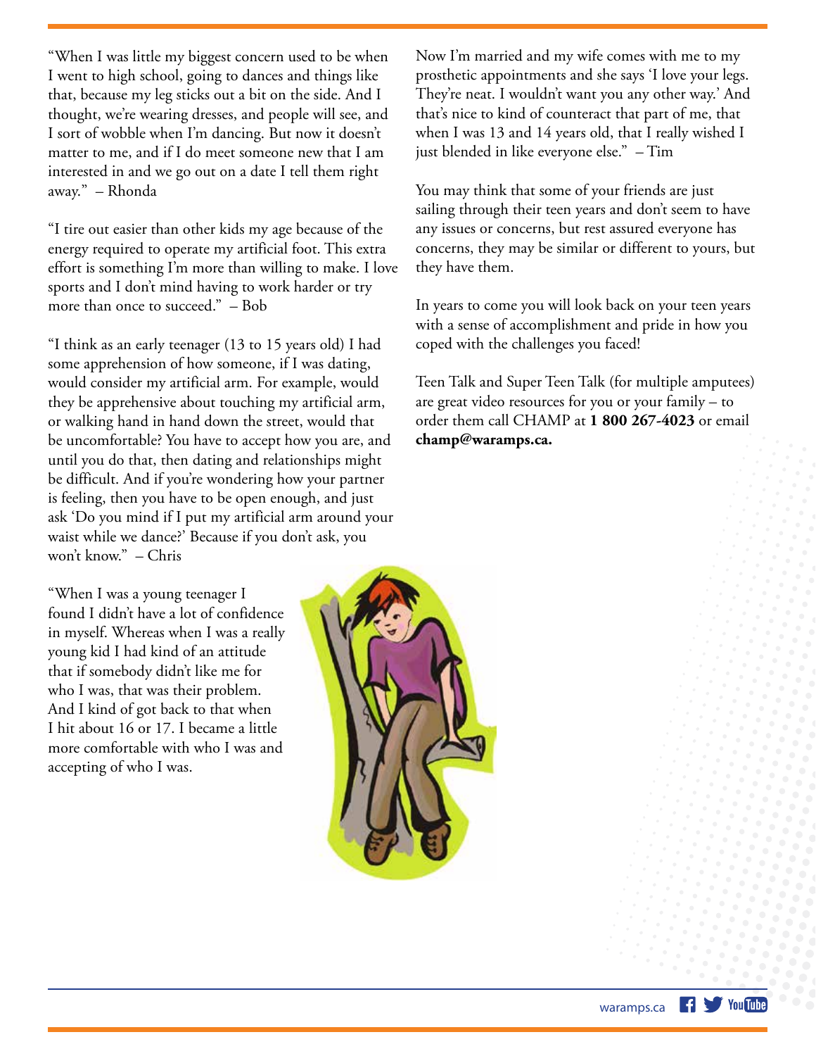"When I was little my biggest concern used to be when I went to high school, going to dances and things like that, because my leg sticks out a bit on the side. And I thought, we're wearing dresses, and people will see, and I sort of wobble when I'm dancing. But now it doesn't matter to me, and if I do meet someone new that I am interested in and we go out on a date I tell them right away." – Rhonda

"I tire out easier than other kids my age because of the energy required to operate my artificial foot. This extra effort is something I'm more than willing to make. I love sports and I don't mind having to work harder or try more than once to succeed." – Bob

"I think as an early teenager (13 to 15 years old) I had some apprehension of how someone, if I was dating, would consider my artificial arm. For example, would they be apprehensive about touching my artificial arm, or walking hand in hand down the street, would that be uncomfortable? You have to accept how you are, and until you do that, then dating and relationships might be difficult. And if you're wondering how your partner is feeling, then you have to be open enough, and just ask 'Do you mind if I put my artificial arm around your waist while we dance?' Because if you don't ask, you won't know." – Chris

"When I was a young teenager I found I didn't have a lot of confidence in myself. Whereas when I was a really young kid I had kind of an attitude that if somebody didn't like me for who I was, that was their problem. And I kind of got back to that when I hit about 16 or 17. I became a little more comfortable with who I was and accepting of who I was. Now I'm married and my wife comes with me to my prosthetic appointments and she says 'I love your legs. They're neat. I wouldn't want you any other way.' And that's nice to kind of counteract that part of me, that when I was 13 and 14 years old, that I really wished I just blended in like everyone else." – Tim

You may think that some of your friends are just sailing through their teen years and don't seem to have any issues or concerns, but rest assured everyone has concerns, they may be similar or different to yours, but they have them.

In years to come you will look back on your teen years with a sense of accomplishment and pride in how you coped with the challenges you faced!

Teen Talk and Super Teen Talk (for multiple amputees) are great video resources for you or your family – to order them call CHAMP at **1 800 267-4023** or email **champ@waramps.ca.**